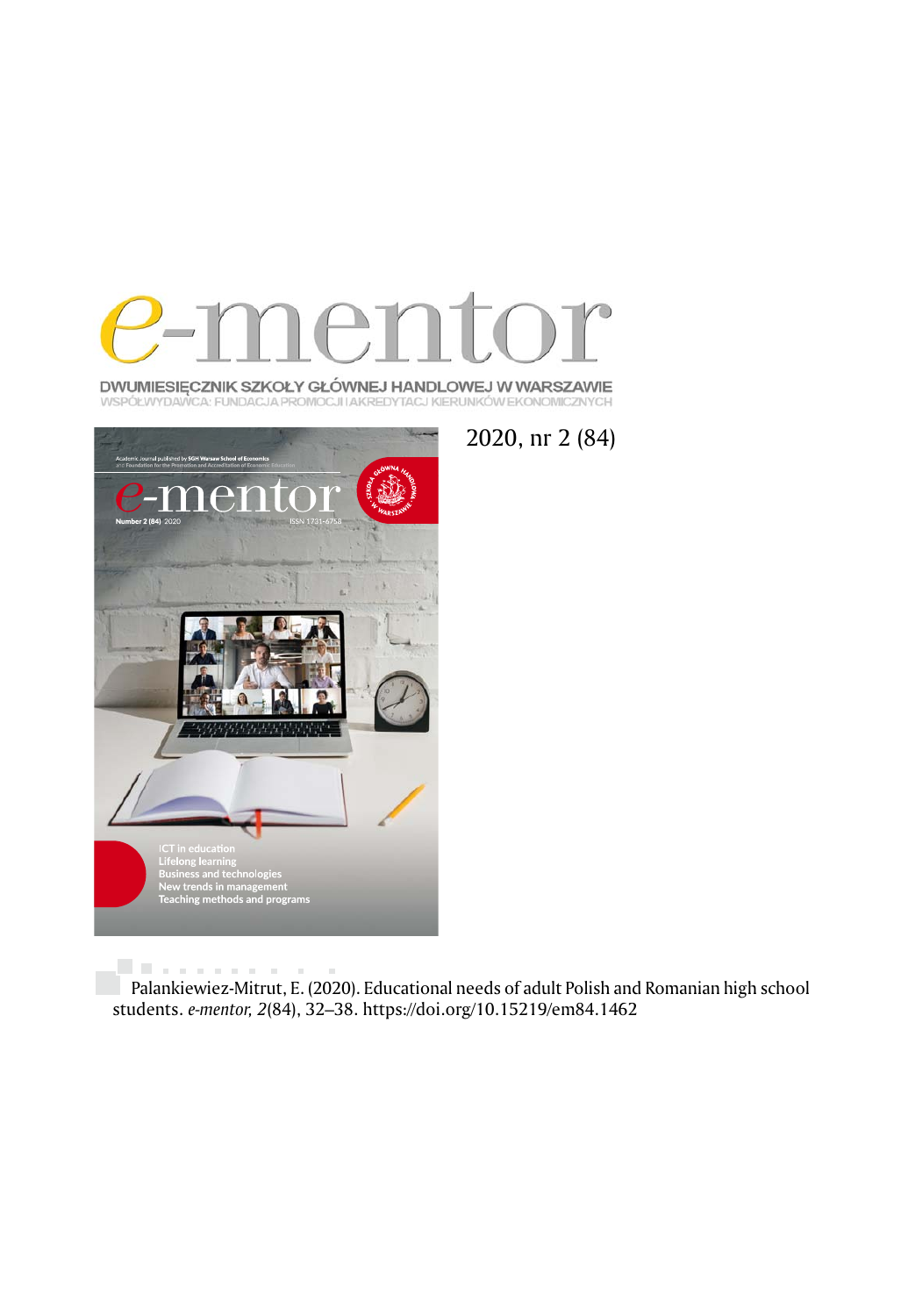# e-mentor

DWUMIESIĘCZNIK SZKOŁY GŁÓWNEJ HANDLOWEJ W WARSZAWIE
WSPÓŁWYDAWCA: FUNDACJA PROMOCJI I AKREDYTACJI KIERUNKÓW EKONOMICZNYCH

2020, nr 2 (84)

Palankiewiez-Mitrut, E. (2020). Educational needs of adult Polish and Romanian high school students. *e-mentor, 2*(84), 32–38. https://doi.org/10.15219/em84.1462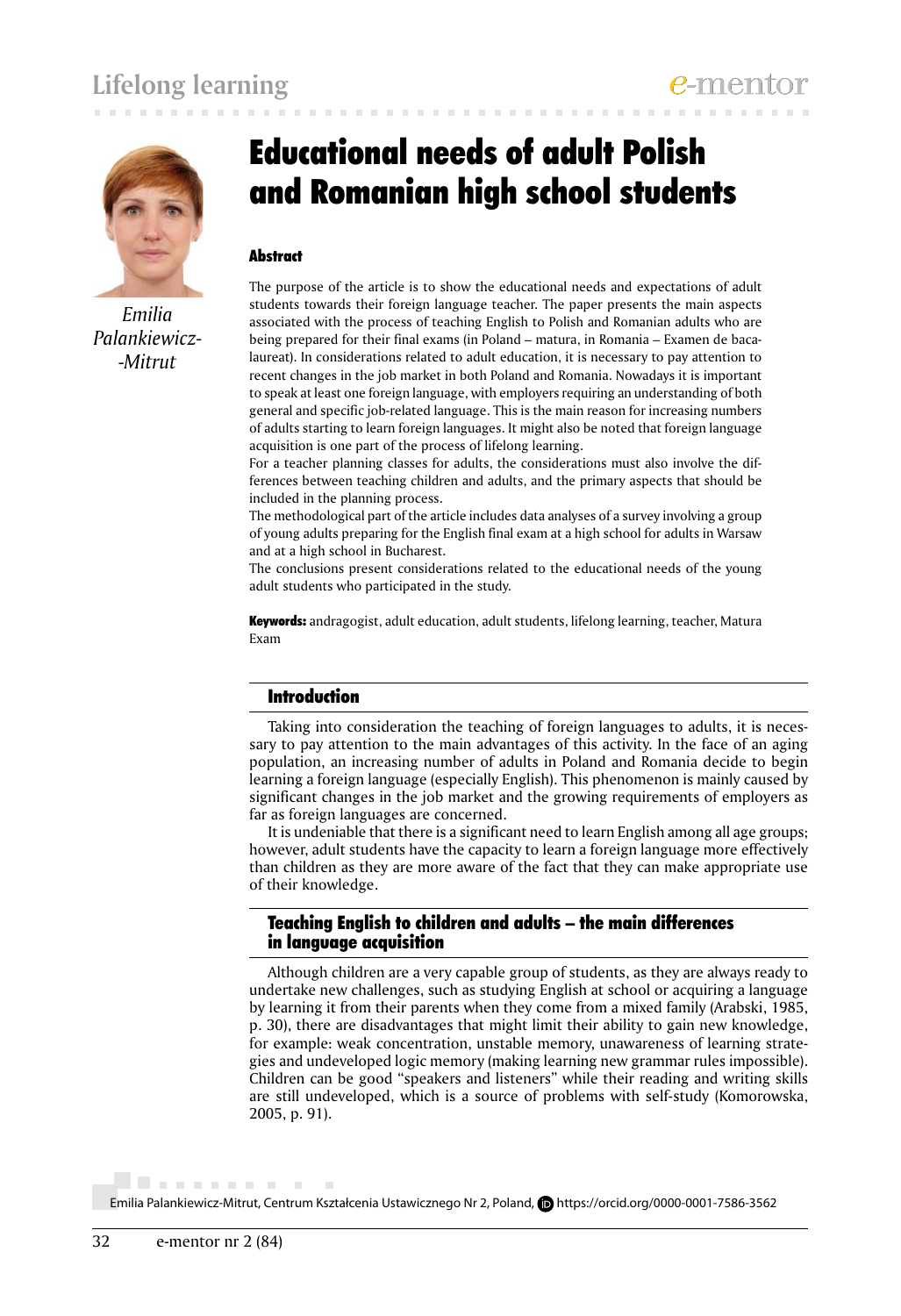# Educational needs of adult Polish and Romanian high school students

Emilia Palankiewicz-Mitrut

## Abstract

The purpose of the article is to show the educational needs and expectations of adult students towards their foreign language teacher. The paper presents the main aspects associated with the process of teaching English to Polish and Romanian adults who are being prepared for their final exams (in Poland – matura, in Romania – Examen de bacalaureat). In considerations related to adult education, it is necessary to pay attention to recent changes in the job market in both Poland and Romania. Nowadays it is important to speak at least one foreign language, with employers requiring an understanding of both general and specific job-related language. This is the main reason for increasing numbers of adults starting to learn foreign languages. It might also be noted that foreign language acquisition is one part of the process of lifelong learning.

For a teacher planning classes for adults, the considerations must also involve the differences between teaching children and adults, and the primary aspects that should be included in the planning process.

The methodological part of the article includes data analyses of a survey involving a group of young adults preparing for the English final exam at a high school for adults in Warsaw and at a high school in Bucharest.

The conclusions present considerations related to the educational needs of the young adult students who participated in the study.

**Keywords:** andragogist, adult education, adult students, lifelong learning, teacher, Matura Exam

## Introduction

Taking into consideration the teaching of foreign languages to adults, it is necessary to pay attention to the main advantages of this activity. In the face of an aging population, an increasing number of adults in Poland and Romania decide to begin learning a foreign language (especially English). This phenomenon is mainly caused by significant changes in the job market and the growing requirements of employers as far as foreign languages are concerned.

It is undeniable that there is a significant need to learn English among all age groups; however, adult students have the capacity to learn a foreign language more effectively than children as they are more aware of the fact that they can make appropriate use of their knowledge.

## Teaching English to children and adults – the main differences in language acquisition

Although children are a very capable group of students, as they are always ready to undertake new challenges, such as studying English at school or acquiring a language by learning it from their parents when they come from a mixed family (Arabski, 1985, p. 30), there are disadvantages that might limit their ability to gain new knowledge, for example: weak concentration, unstable memory, unawareness of learning strategies and undeveloped logic memory (making learning new grammar rules impossible). Children can be good "speakers and listeners" while their reading and writing skills are still undeveloped, which is a source of problems with self-study (Komorowska, 2005, p. 91).

Emilia Palankiewicz-Mitrut, Centrum Kształcenia Ustawicznego Nr 2, Poland, https://orcid.org/0000-0001-7586-3562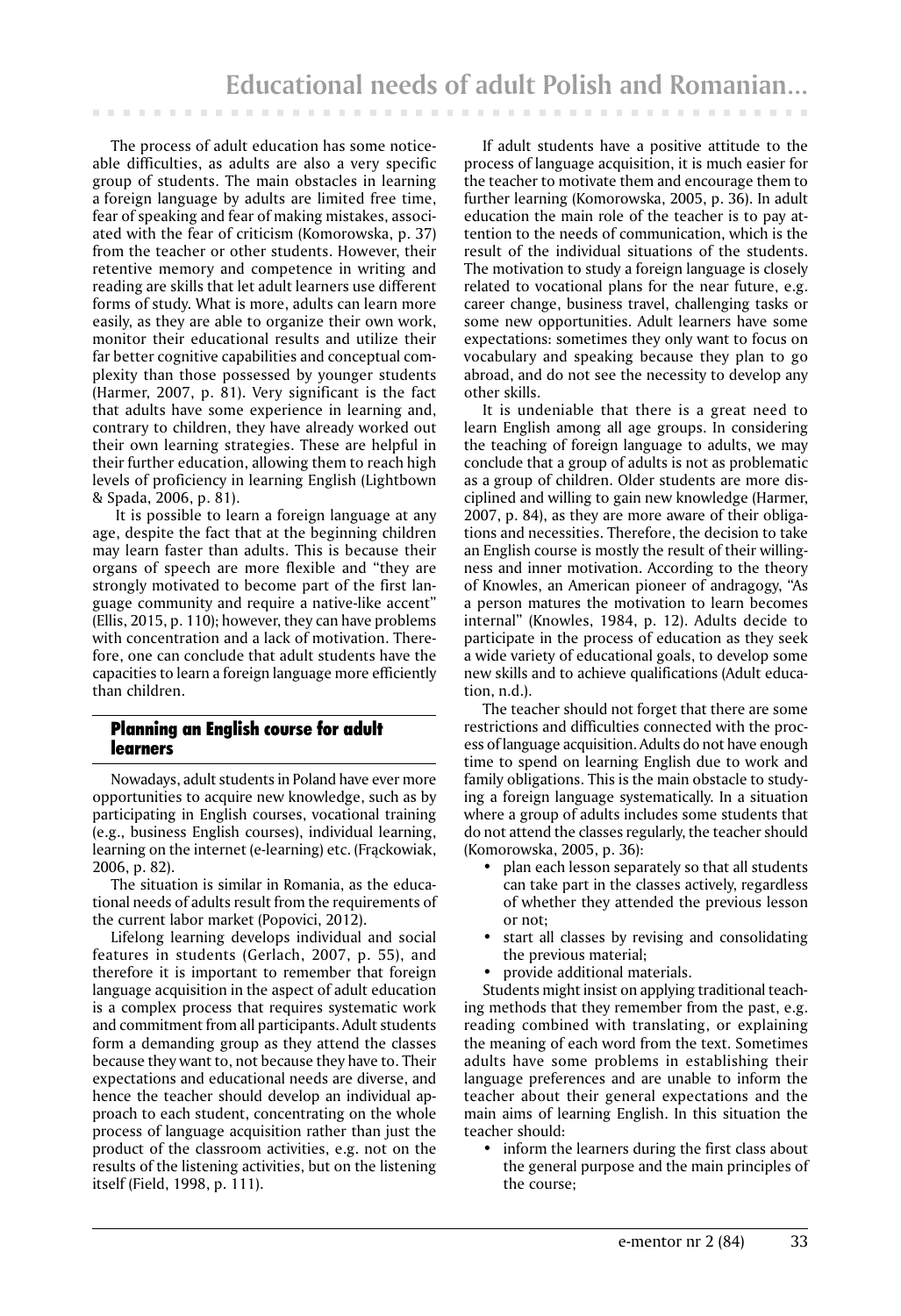The process of adult education has some noticeable difficulties, as adults are also a very specific group of students. The main obstacles in learning a foreign language by adults are limited free time, fear of speaking and fear of making mistakes, associated with the fear of criticism (Komorowska, p. 37) from the teacher or other students. However, their retentive memory and competence in writing and reading are skills that let adult learners use different forms of study. What is more, adults can learn more easily, as they are able to organize their own work, monitor their educational results and utilize their far better cognitive capabilities and conceptual complexity than those possessed by younger students (Harmer, 2007, p. 81). Very significant is the fact that adults have some experience in learning and, contrary to children, they have already worked out their own learning strategies. These are helpful in their further education, allowing them to reach high levels of proficiency in learning English (Lightbown & Spada, 2006, p. 81).

It is possible to learn a foreign language at any age, despite the fact that at the beginning children may learn faster than adults. This is because their organs of speech are more flexible and "they are strongly motivated to become part of the first language community and require a native-like accent" (Ellis, 2015, p. 110); however, they can have problems with concentration and a lack of motivation. Therefore, one can conclude that adult students have the capacities to learn a foreign language more efficiently than children.

## Planning an English course for adult learners

Nowadays, adult students in Poland have ever more opportunities to acquire new knowledge, such as by participating in English courses, vocational training (e.g., business English courses), individual learning, learning on the internet (e-learning) etc. (Frąckowiak, 2006, p. 82).

The situation is similar in Romania, as the educational needs of adults result from the requirements of the current labor market (Popovici, 2012).

Lifelong learning develops individual and social features in students (Gerlach, 2007, p. 55), and therefore it is important to remember that foreign language acquisition in the aspect of adult education is a complex process that requires systematic work and commitment from all participants. Adult students form a demanding group as they attend the classes because they want to, not because they have to. Their expectations and educational needs are diverse, and hence the teacher should develop an individual approach to each student, concentrating on the whole process of language acquisition rather than just the product of the classroom activities, e.g. not on the results of the listening activities, but on the listening itself (Field, 1998, p. 111).

If adult students have a positive attitude to the process of language acquisition, it is much easier for the teacher to motivate them and encourage them to further learning (Komorowska, 2005, p. 36). In adult education the main role of the teacher is to pay attention to the needs of communication, which is the result of the individual situations of the students. The motivation to study a foreign language is closely related to vocational plans for the near future, e.g. career change, business travel, challenging tasks or some new opportunities. Adult learners have some expectations: sometimes they only want to focus on vocabulary and speaking because they plan to go abroad, and do not see the necessity to develop any other skills.

It is undeniable that there is a great need to learn English among all age groups. In considering the teaching of foreign language to adults, we may conclude that a group of adults is not as problematic as a group of children. Older students are more disciplined and willing to gain new knowledge (Harmer, 2007, p. 84), as they are more aware of their obligations and necessities. Therefore, the decision to take an English course is mostly the result of their willingness and inner motivation. According to the theory of Knowles, an American pioneer of andragogy, "As a person matures the motivation to learn becomes internal" (Knowles, 1984, p. 12). Adults decide to participate in the process of education as they seek a wide variety of educational goals, to develop some new skills and to achieve qualifications (Adult education, n.d.).

The teacher should not forget that there are some restrictions and difficulties connected with the process of language acquisition. Adults do not have enough time to spend on learning English due to work and family obligations. This is the main obstacle to studying a foreign language systematically. In a situation where a group of adults includes some students that do not attend the classes regularly, the teacher should (Komorowska, 2005, p. 36):

- plan each lesson separately so that all students can take part in the classes actively, regardless of whether they attended the previous lesson or not;
- start all classes by revising and consolidating the previous material;
- provide additional materials.

Students might insist on applying traditional teaching methods that they remember from the past, e.g. reading combined with translating, or explaining the meaning of each word from the text. Sometimes adults have some problems in establishing their language preferences and are unable to inform the teacher about their general expectations and the main aims of learning English. In this situation the teacher should:

- inform the learners during the first class about the general purpose and the main principles of the course;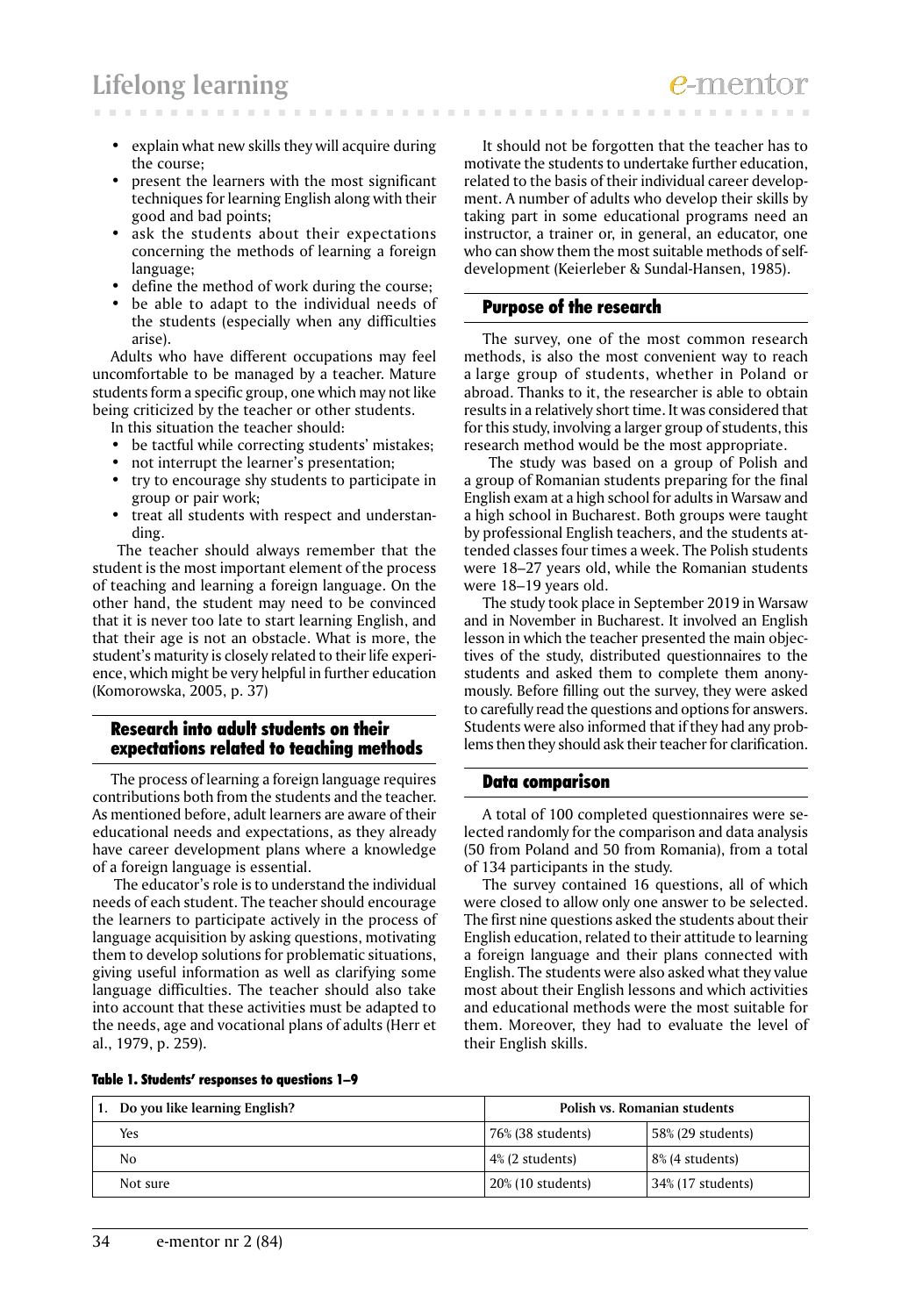- explain what new skills they will acquire during the course;
- present the learners with the most significant techniques for learning English along with their good and bad points;
- ask the students about their expectations concerning the methods of learning a foreign language;
- define the method of work during the course;
- be able to adapt to the individual needs of the students (especially when any difficulties arise).

Adults who have different occupations may feel uncomfortable to be managed by a teacher. Mature students form a specific group, one which may not like being criticized by the teacher or other students.

In this situation the teacher should:

- be tactful while correcting students' mistakes;
- not interrupt the learner's presentation;
- try to encourage shy students to participate in group or pair work;
- treat all students with respect and understanding.

The teacher should always remember that the student is the most important element of the process of teaching and learning a foreign language. On the other hand, the student may need to be convinced that it is never too late to start learning English, and that their age is not an obstacle. What is more, the student's maturity is closely related to their life experience, which might be very helpful in further education (Komorowska, 2005, p. 37)

## Research into adult students on their expectations related to teaching methods

The process of learning a foreign language requires contributions both from the students and the teacher. As mentioned before, adult learners are aware of their educational needs and expectations, as they already have career development plans where a knowledge of a foreign language is essential.

The educator's role is to understand the individual needs of each student. The teacher should encourage the learners to participate actively in the process of language acquisition by asking questions, motivating them to develop solutions for problematic situations, giving useful information as well as clarifying some language difficulties. The teacher should also take into account that these activities must be adapted to the needs, age and vocational plans of adults (Herr et al., 1979, p. 259).

It should not be forgotten that the teacher has to motivate the students to undertake further education, related to the basis of their individual career development. A number of adults who develop their skills by taking part in some educational programs need an instructor, a trainer or, in general, an educator, one who can show them the most suitable methods of self-development (Keierleber & Sundal-Hansen, 1985).

## Purpose of the research

The survey, one of the most common research methods, is also the most convenient way to reach a large group of students, whether in Poland or abroad. Thanks to it, the researcher is able to obtain results in a relatively short time. It was considered that for this study, involving a larger group of students, this research method would be the most appropriate.

The study was based on a group of Polish and a group of Romanian students preparing for the final English exam at a high school for adults in Warsaw and a high school in Bucharest. Both groups were taught by professional English teachers, and the students attended classes four times a week. The Polish students were 18–27 years old, while the Romanian students were 18–19 years old.

The study took place in September 2019 in Warsaw and in November in Bucharest. It involved an English lesson in which the teacher presented the main objectives of the study, distributed questionnaires to the students and asked them to complete them anonymously. Before filling out the survey, they were asked to carefully read the questions and options for answers. Students were also informed that if they had any problems then they should ask their teacher for clarification.

## Data comparison

A total of 100 completed questionnaires were selected randomly for the comparison and data analysis (50 from Poland and 50 from Romania), from a total of 134 participants in the study.

The survey contained 16 questions, all of which were closed to allow only one answer to be selected. The first nine questions asked the students about their English education, related to their attitude to learning a foreign language and their plans connected with English. The students were also asked what they value most about their English lessons and which activities and educational methods were the most suitable for them. Moreover, they had to evaluate the level of their English skills.

**Table 1. Students' responses to questions 1–9**

| 1. Do you like learning English? | Polish vs. Romanian students | |
|---|---|---|
| Yes | 76% (38 students) | 58% (29 students) |
| No | 4% (2 students) | 8% (4 students) |
| Not sure | 20% (10 students) | 34% (17 students) |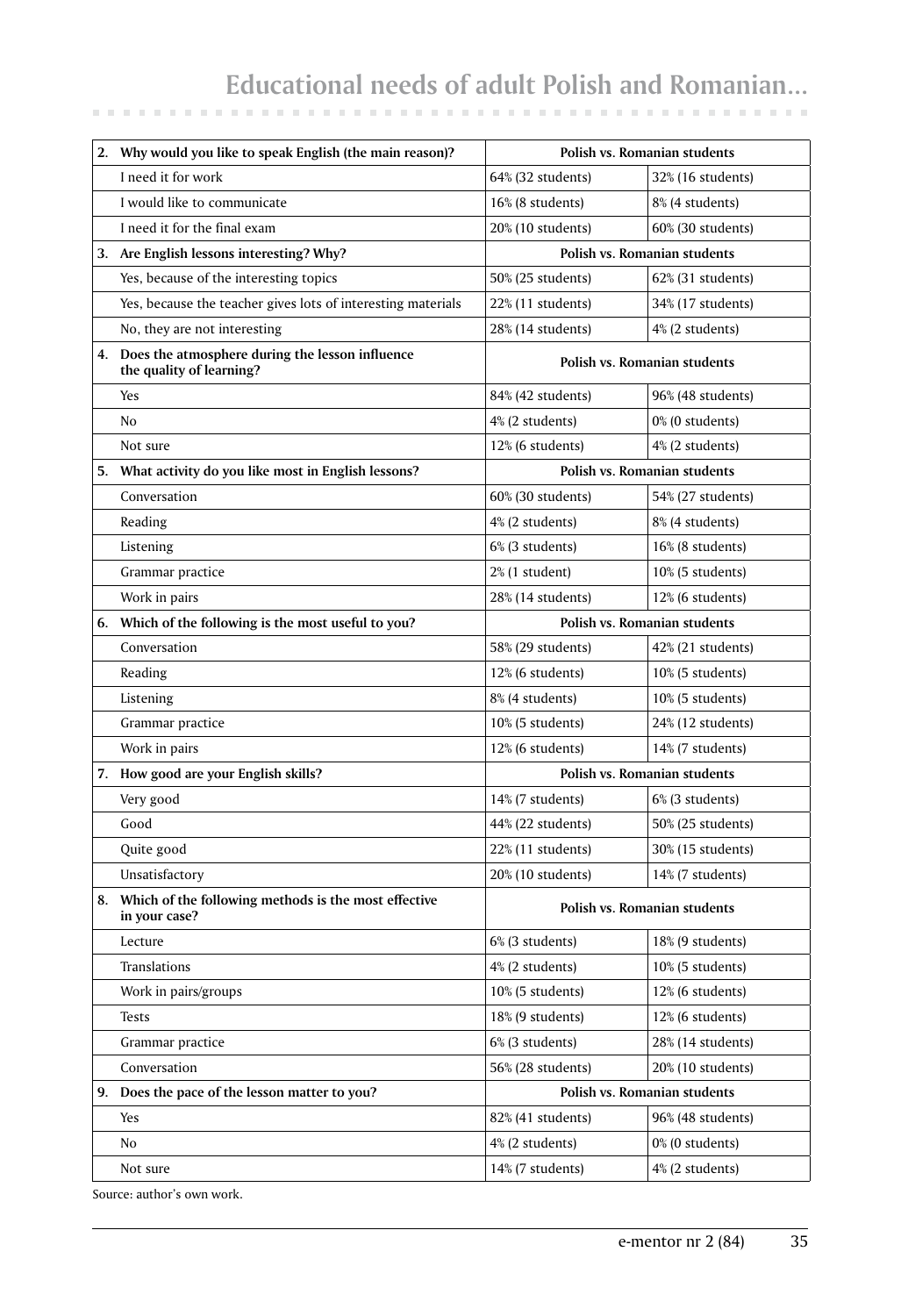| 2. Why would you like to speak English (the main reason)? | Polish vs. Romanian students | |
|---|---|---|
| I need it for work | 64% (32 students) | 32% (16 students) |
| I would like to communicate | 16% (8 students) | 8% (4 students) |
| I need it for the final exam | 20% (10 students) | 60% (30 students) |
| **3. Are English lessons interesting? Why?** | **Polish vs. Romanian students** | |
| Yes, because of the interesting topics | 50% (25 students) | 62% (31 students) |
| Yes, because the teacher gives lots of interesting materials | 22% (11 students) | 34% (17 students) |
| No, they are not interesting | 28% (14 students) | 4% (2 students) |
| **4. Does the atmosphere during the lesson influence the quality of learning?** | **Polish vs. Romanian students** | |
| Yes | 84% (42 students) | 96% (48 students) |
| No | 4% (2 students) | 0% (0 students) |
| Not sure | 12% (6 students) | 4% (2 students) |
| **5. What activity do you like most in English lessons?** | **Polish vs. Romanian students** | |
| Conversation | 60% (30 students) | 54% (27 students) |
| Reading | 4% (2 students) | 8% (4 students) |
| Listening | 6% (3 students) | 16% (8 students) |
| Grammar practice | 2% (1 student) | 10% (5 students) |
| Work in pairs | 28% (14 students) | 12% (6 students) |
| **6. Which of the following is the most useful to you?** | **Polish vs. Romanian students** | |
| Conversation | 58% (29 students) | 42% (21 students) |
| Reading | 12% (6 students) | 10% (5 students) |
| Listening | 8% (4 students) | 10% (5 students) |
| Grammar practice | 10% (5 students) | 24% (12 students) |
| Work in pairs | 12% (6 students) | 14% (7 students) |
| **7. How good are your English skills?** | **Polish vs. Romanian students** | |
| Very good | 14% (7 students) | 6% (3 students) |
| Good | 44% (22 students) | 50% (25 students) |
| Quite good | 22% (11 students) | 30% (15 students) |
| Unsatisfactory | 20% (10 students) | 14% (7 students) |
| **8. Which of the following methods is the most effective in your case?** | **Polish vs. Romanian students** | |
| Lecture | 6% (3 students) | 18% (9 students) |
| Translations | 4% (2 students) | 10% (5 students) |
| Work in pairs/groups | 10% (5 students) | 12% (6 students) |
| Tests | 18% (9 students) | 12% (6 students) |
| Grammar practice | 6% (3 students) | 28% (14 students) |
| Conversation | 56% (28 students) | 20% (10 students) |
| **9. Does the pace of the lesson matter to you?** | **Polish vs. Romanian students** | |
| Yes | 82% (41 students) | 96% (48 students) |
| No | 4% (2 students) | 0% (0 students) |
| Not sure | 14% (7 students) | 4% (2 students) |

Source: author's own work.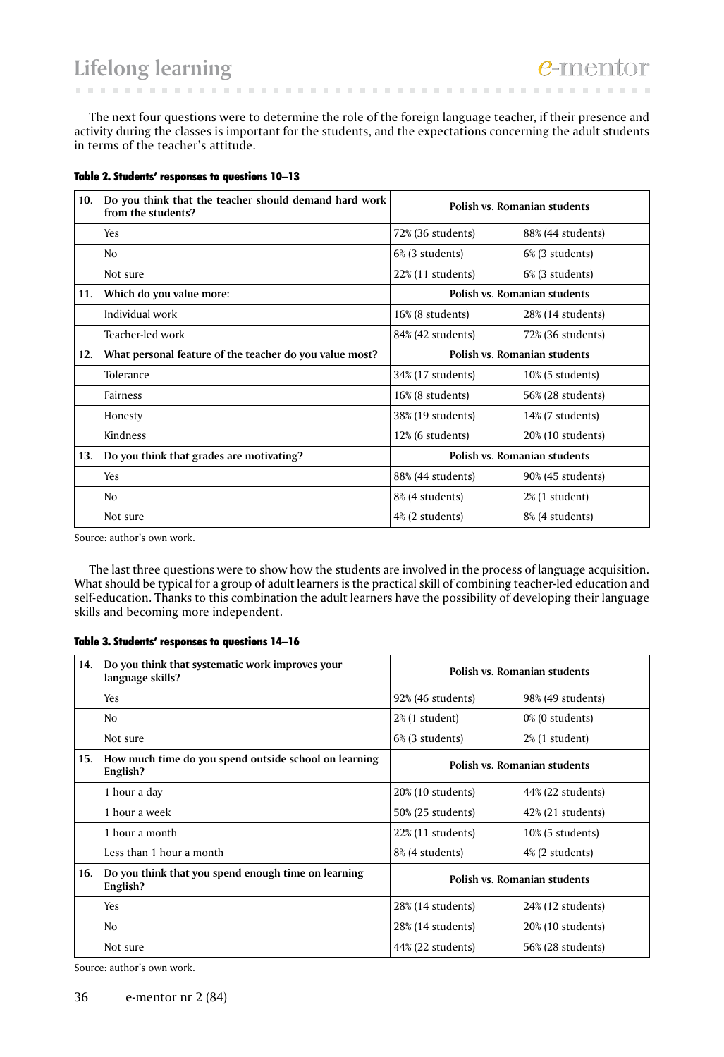The next four questions were to determine the role of the foreign language teacher, if their presence and activity during the classes is important for the students, and the expectations concerning the adult students in terms of the teacher's attitude.

**Table 2. Students' responses to questions 10–13**

| | | Polish vs. Romanian students | |
|---|---|---|---|
| 10. | **Do you think that the teacher should demand hard work from the students?** | **Polish vs. Romanian students** | |
| | Yes | 72% (36 students) | 88% (44 students) |
| | No | 6% (3 students) | 6% (3 students) |
| | Not sure | 22% (11 students) | 6% (3 students) |
| 11. | **Which do you value more:** | **Polish vs. Romanian students** | |
| | Individual work | 16% (8 students) | 28% (14 students) |
| | Teacher-led work | 84% (42 students) | 72% (36 students) |
| 12. | **What personal feature of the teacher do you value most?** | **Polish vs. Romanian students** | |
| | Tolerance | 34% (17 students) | 10% (5 students) |
| | Fairness | 16% (8 students) | 56% (28 students) |
| | Honesty | 38% (19 students) | 14% (7 students) |
| | Kindness | 12% (6 students) | 20% (10 students) |
| 13. | **Do you think that grades are motivating?** | **Polish vs. Romanian students** | |
| | Yes | 88% (44 students) | 90% (45 students) |
| | No | 8% (4 students) | 2% (1 student) |
| | Not sure | 4% (2 students) | 8% (4 students) |

Source: author's own work.

The last three questions were to show how the students are involved in the process of language acquisition. What should be typical for a group of adult learners is the practical skill of combining teacher-led education and self-education. Thanks to this combination the adult learners have the possibility of developing their language skills and becoming more independent.

**Table 3. Students' responses to questions 14–16**

| | | Polish vs. Romanian students | |
|---|---|---|---|
| 14. | **Do you think that systematic work improves your language skills?** | **Polish vs. Romanian students** | |
| | Yes | 92% (46 students) | 98% (49 students) |
| | No | 2% (1 student) | 0% (0 students) |
| | Not sure | 6% (3 students) | 2% (1 student) |
| 15. | **How much time do you spend outside school on learning English?** | **Polish vs. Romanian students** | |
| | 1 hour a day | 20% (10 students) | 44% (22 students) |
| | 1 hour a week | 50% (25 students) | 42% (21 students) |
| | 1 hour a month | 22% (11 students) | 10% (5 students) |
| | Less than 1 hour a month | 8% (4 students) | 4% (2 students) |
| 16. | **Do you think that you spend enough time on learning English?** | **Polish vs. Romanian students** | |
| | Yes | 28% (14 students) | 24% (12 students) |
| | No | 28% (14 students) | 20% (10 students) |
| | Not sure | 44% (22 students) | 56% (28 students) |

Source: author's own work.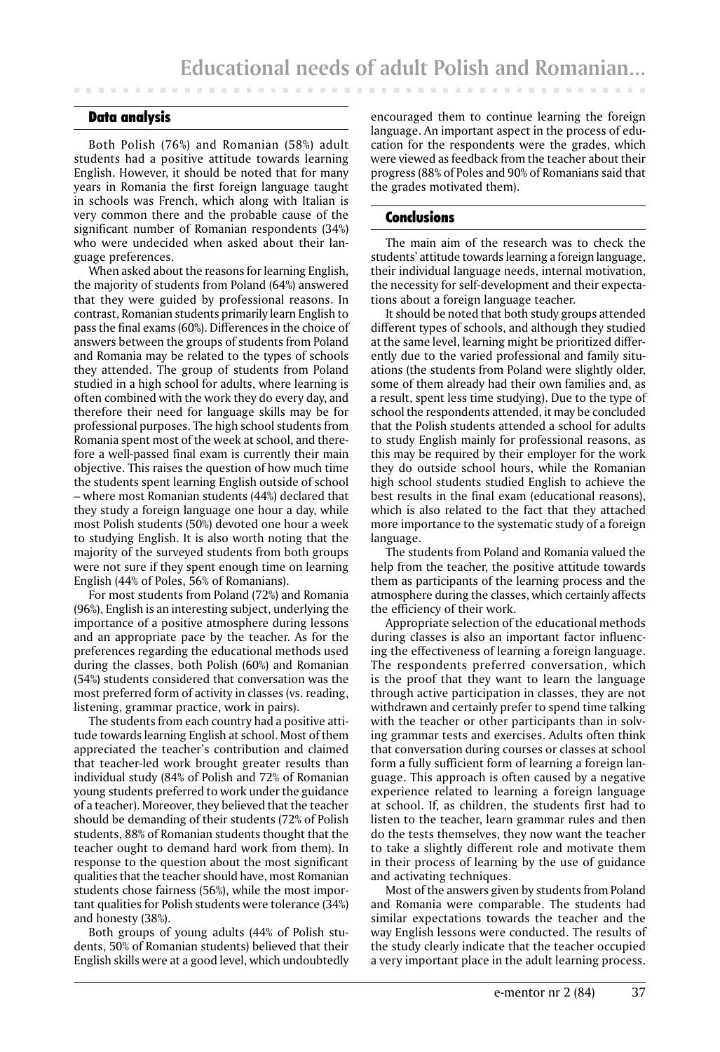## Data analysis

Both Polish (76%) and Romanian (58%) adult students had a positive attitude towards learning English. However, it should be noted that for many years in Romania the first foreign language taught in schools was French, which along with Italian is very common there and the probable cause of the significant number of Romanian respondents (34%) who were undecided when asked about their language preferences.

When asked about the reasons for learning English, the majority of students from Poland (64%) answered that they were guided by professional reasons. In contrast, Romanian students primarily learn English to pass the final exams (60%). Differences in the choice of answers between the groups of students from Poland and Romania may be related to the types of schools they attended. The group of students from Poland studied in a high school for adults, where learning is often combined with the work they do every day, and therefore their need for language skills may be for professional purposes. The high school students from Romania spent most of the week at school, and therefore a well-passed final exam is currently their main objective. This raises the question of how much time the students spent learning English outside of school – where most Romanian students (44%) declared that they study a foreign language one hour a day, while most Polish students (50%) devoted one hour a week to studying English. It is also worth noting that the majority of the surveyed students from both groups were not sure if they spent enough time on learning English (44% of Poles, 56% of Romanians).

For most students from Poland (72%) and Romania (96%), English is an interesting subject, underlying the importance of a positive atmosphere during lessons and an appropriate pace by the teacher. As for the preferences regarding the educational methods used during the classes, both Polish (60%) and Romanian (54%) students considered that conversation was the most preferred form of activity in classes (vs. reading, listening, grammar practice, work in pairs).

The students from each country had a positive attitude towards learning English at school. Most of them appreciated the teacher's contribution and claimed that teacher-led work brought greater results than individual study (84% of Polish and 72% of Romanian young students preferred to work under the guidance of a teacher). Moreover, they believed that the teacher should be demanding of their students (72% of Polish students, 88% of Romanian students thought that the teacher ought to demand hard work from them). In response to the question about the most significant qualities that the teacher should have, most Romanian students chose fairness (56%), while the most important qualities for Polish students were tolerance (34%) and honesty (38%).

Both groups of young adults (44% of Polish students, 50% of Romanian students) believed that their English skills were at a good level, which undoubtedly encouraged them to continue learning the foreign language. An important aspect in the process of education for the respondents were the grades, which were viewed as feedback from the teacher about their progress (88% of Poles and 90% of Romanians said that the grades motivated them).

## Conclusions

The main aim of the research was to check the students' attitude towards learning a foreign language, their individual language needs, internal motivation, the necessity for self-development and their expectations about a foreign language teacher.

It should be noted that both study groups attended different types of schools, and although they studied at the same level, learning might be prioritized differently due to the varied professional and family situations (the students from Poland were slightly older, some of them already had their own families and, as a result, spent less time studying). Due to the type of school the respondents attended, it may be concluded that the Polish students attended a school for adults to study English mainly for professional reasons, as this may be required by their employer for the work they do outside school hours, while the Romanian high school students studied English to achieve the best results in the final exam (educational reasons), which is also related to the fact that they attached more importance to the systematic study of a foreign language.

The students from Poland and Romania valued the help from the teacher, the positive attitude towards them as participants of the learning process and the atmosphere during the classes, which certainly affects the efficiency of their work.

Appropriate selection of the educational methods during classes is also an important factor influencing the effectiveness of learning a foreign language. The respondents preferred conversation, which is the proof that they want to learn the language through active participation in classes, they are not withdrawn and certainly prefer to spend time talking with the teacher or other participants than in solving grammar tests and exercises. Adults often think that conversation during courses or classes at school form a fully sufficient form of learning a foreign language. This approach is often caused by a negative experience related to learning a foreign language at school. If, as children, the students first had to listen to the teacher, learn grammar rules and then do the tests themselves, they now want the teacher to take a slightly different role and motivate them in their process of learning by the use of guidance and activating techniques.

Most of the answers given by students from Poland and Romania were comparable. The students had similar expectations towards the teacher and the way English lessons were conducted. The results of the study clearly indicate that the teacher occupied a very important place in the adult learning process.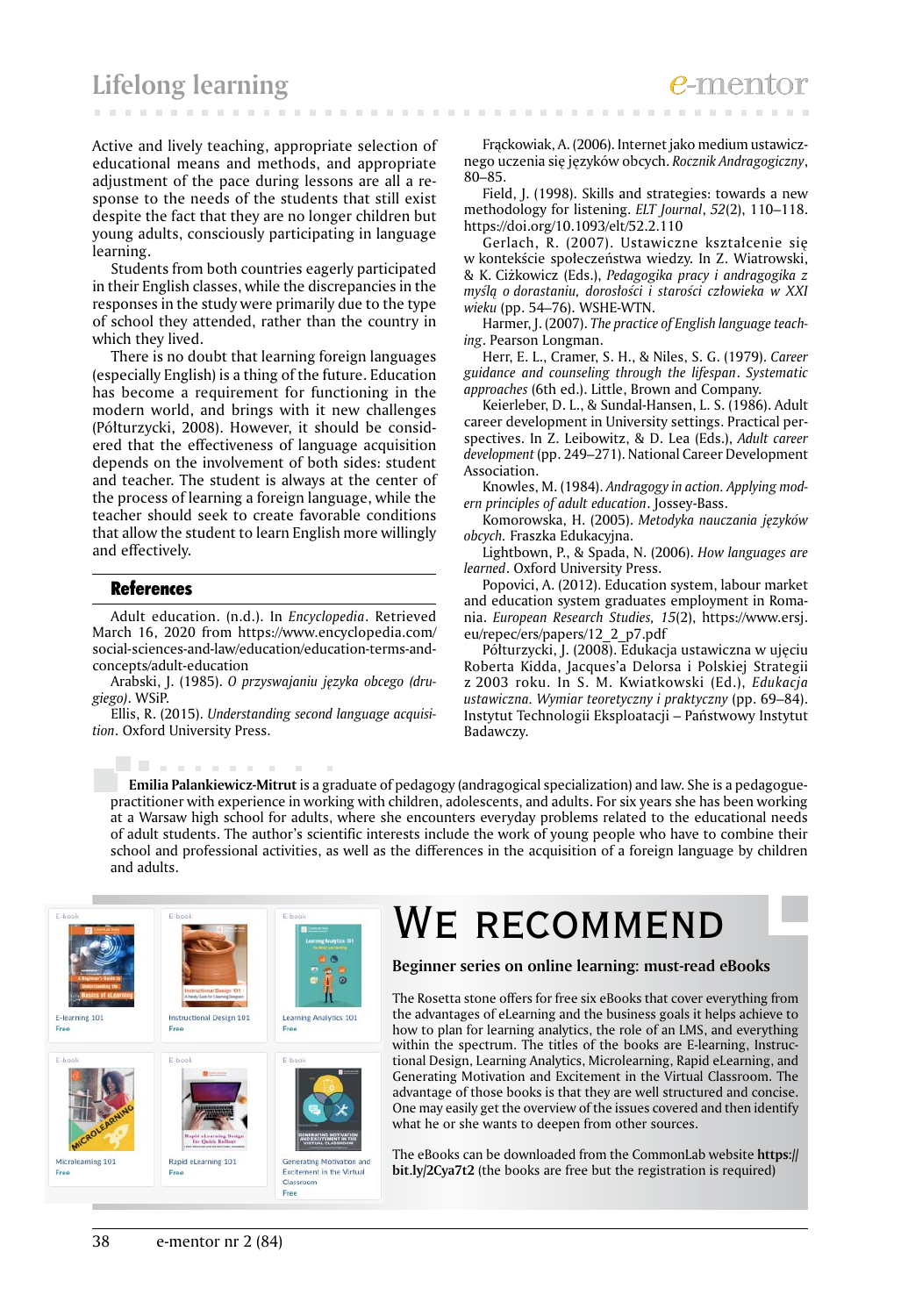Active and lively teaching, appropriate selection of educational means and methods, and appropriate adjustment of the pace during lessons are all a response to the needs of the students that still exist despite the fact that they are no longer children but young adults, consciously participating in language learning.

Students from both countries eagerly participated in their English classes, while the discrepancies in the responses in the study were primarily due to the type of school they attended, rather than the country in which they lived.

There is no doubt that learning foreign languages (especially English) is a thing of the future. Education has become a requirement for functioning in the modern world, and brings with it new challenges (Półturzycki, 2008). However, it should be considered that the effectiveness of language acquisition depends on the involvement of both sides: student and teacher. The student is always at the center of the process of learning a foreign language, while the teacher should seek to create favorable conditions that allow the student to learn English more willingly and effectively.

## References

Adult education. (n.d.). In *Encyclopedia*. Retrieved March 16, 2020 from https://www.encyclopedia.com/social-sciences-and-law/education/education-terms-and-concepts/adult-education

Arabski, J. (1985). *O przyswajaniu języka obcego (drugiego)*. WSiP.

Ellis, R. (2015). *Understanding second language acquisition*. Oxford University Press.

Frąckowiak, A. (2006). Internet jako medium ustawicznego uczenia się języków obcych. *Rocznik Andragogiczny*, 80–85.

Field, J. (1998). Skills and strategies: towards a new methodology for listening. *ELT Journal*, *52*(2), 110–118. https://doi.org/10.1093/elt/52.2.110

Gerlach, R. (2007). Ustawiczne kształcenie się w kontekście społeczeństwa wiedzy. In Z. Wiatrowski, & K. Ciżkowicz (Eds.), *Pedagogika pracy i andragogika z myślą o dorastaniu, dorosłości i starości człowieka w XXI wieku* (pp. 54–76). WSHE-WTN.

Harmer, J. (2007). *The practice of English language teaching*. Pearson Longman.

Herr, E. L., Cramer, S. H., & Niles, S. G. (1979). *Career guidance and counseling through the lifespan. Systematic approaches* (6th ed.). Little, Brown and Company.

Keierleber, D. L., & Sundal-Hansen, L. S. (1986). Adult career development in University settings. Practical perspectives. In Z. Leibowitz, & D. Lea (Eds.), *Adult career development* (pp. 249–271). National Career Development Association.

Knowles, M. (1984). *Andragogy in action. Applying modern principles of adult education*. Jossey-Bass.

Komorowska, H. (2005). *Metodyka nauczania języków obcych*. Fraszka Edukacyjna.

Lightbown, P., & Spada, N. (2006). *How languages are learned*. Oxford University Press.

Popovici, A. (2012). Education system, labour market and education system graduates employment in Romania. *European Research Studies, 15*(2), https://www.ersj.eu/repec/ers/papers/12_2_p7.pdf

Półturzycki, J. (2008). Edukacja ustawiczna w ujęciu Roberta Kidda, Jacques'a Delorsa i Polskiej Strategii z 2003 roku. In S. M. Kwiatkowski (Ed.), *Edukacja ustawiczna. Wymiar teoretyczny i praktyczny* (pp. 69–84). Instytut Technologii Eksploatacji – Państwowy Instytut Badawczy.

**Emilia Palankiewicz-Mitrut** is a graduate of pedagogy (andragogical specialization) and law. She is a pedagogue-practitioner with experience in working with children, adolescents, and adults. For six years she has been working at a Warsaw high school for adults, where she encounters everyday problems related to the educational needs of adult students. The author's scientific interests include the work of young people who have to combine their school and professional activities, as well as the differences in the acquisition of a foreign language by children and adults.

## We recommend

### Beginner series on online learning: must-read eBooks

The Rosetta stone offers for free six eBooks that cover everything from the advantages of eLearning and the business goals it helps achieve to how to plan for learning analytics, the role of an LMS, and everything within the spectrum. The titles of the books are E-learning, Instructional Design, Learning Analytics, Microlearning, Rapid eLearning, and Generating Motivation and Excitement in the Virtual Classroom. The advantage of those books is that they are well structured and concise. One may easily get the overview of the issues covered and then identify what he or she wants to deepen from other sources.

The eBooks can be downloaded from the CommonLab website **https://bit.ly/2Cya7t2** (the books are free but the registration is required)